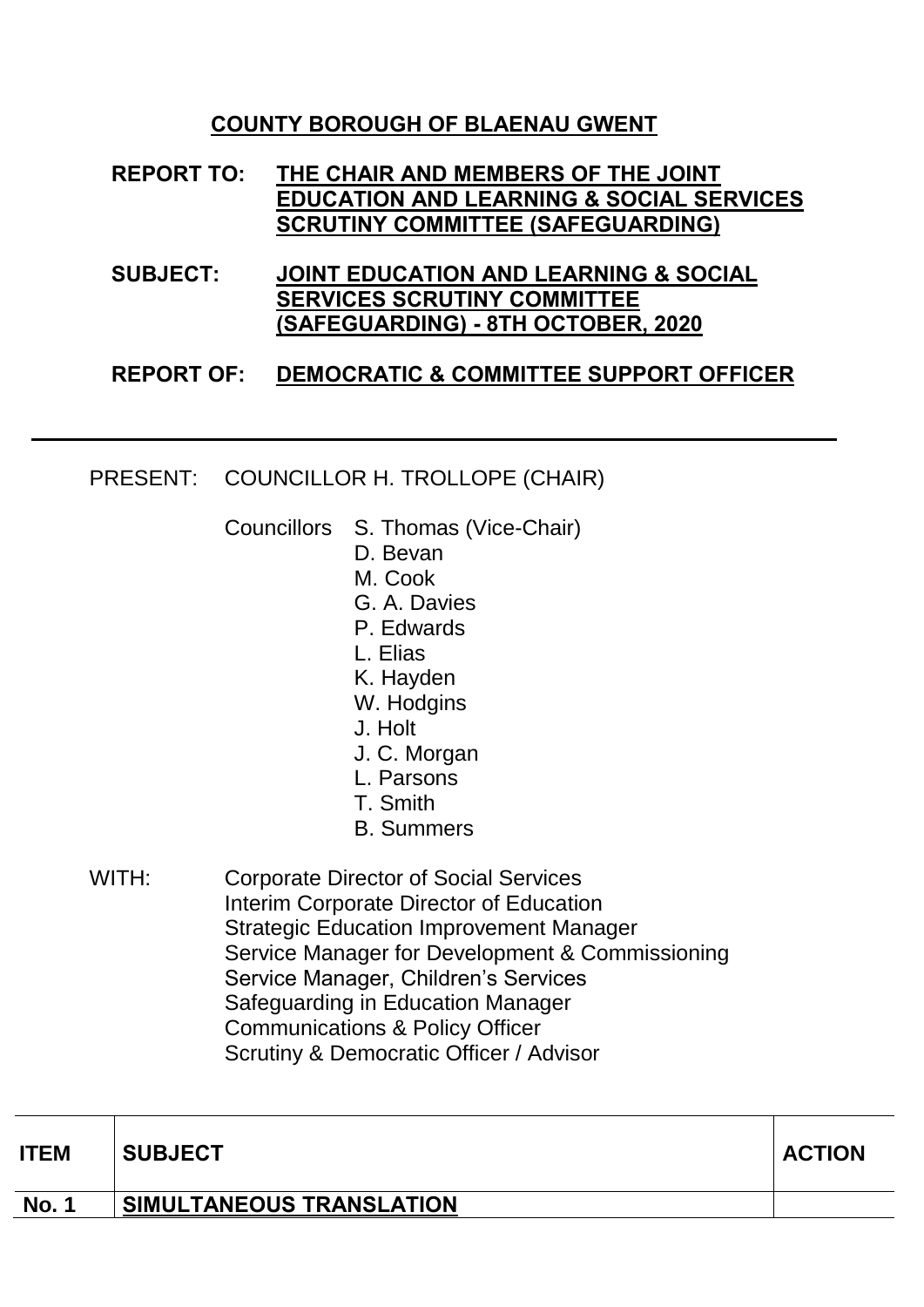# COUNTY BOROUGH OF BLAENAU GWENT

**REPORT TO:** **THE CHAIR AND MEMBERS OF THE JOINT EDUCATION AND LEARNING & SOCIAL SERVICES SCRUTINY COMMITTEE (SAFEGUARDING)**

**SUBJECT:** **JOINT EDUCATION AND LEARNING & SOCIAL SERVICES SCRUTINY COMMITTEE (SAFEGUARDING) - 8TH OCTOBER, 2020**

**REPORT OF:** **DEMOCRATIC & COMMITTEE SUPPORT OFFICER**

---

PRESENT: COUNCILLOR H. TROLLOPE (CHAIR)

Councillors S. Thomas (Vice-Chair)
D. Bevan
M. Cook
G. A. Davies
P. Edwards
L. Elias
K. Hayden
W. Hodgins
J. Holt
J. C. Morgan
L. Parsons
T. Smith
B. Summers

WITH: Corporate Director of Social Services
Interim Corporate Director of Education
Strategic Education Improvement Manager
Service Manager for Development & Commissioning
Service Manager, Children's Services
Safeguarding in Education Manager
Communications & Policy Officer
Scrutiny & Democratic Officer / Advisor

| ITEM | SUBJECT | ACTION |
|---|---|---|
| **No. 1** | **SIMULTANEOUS TRANSLATION** | |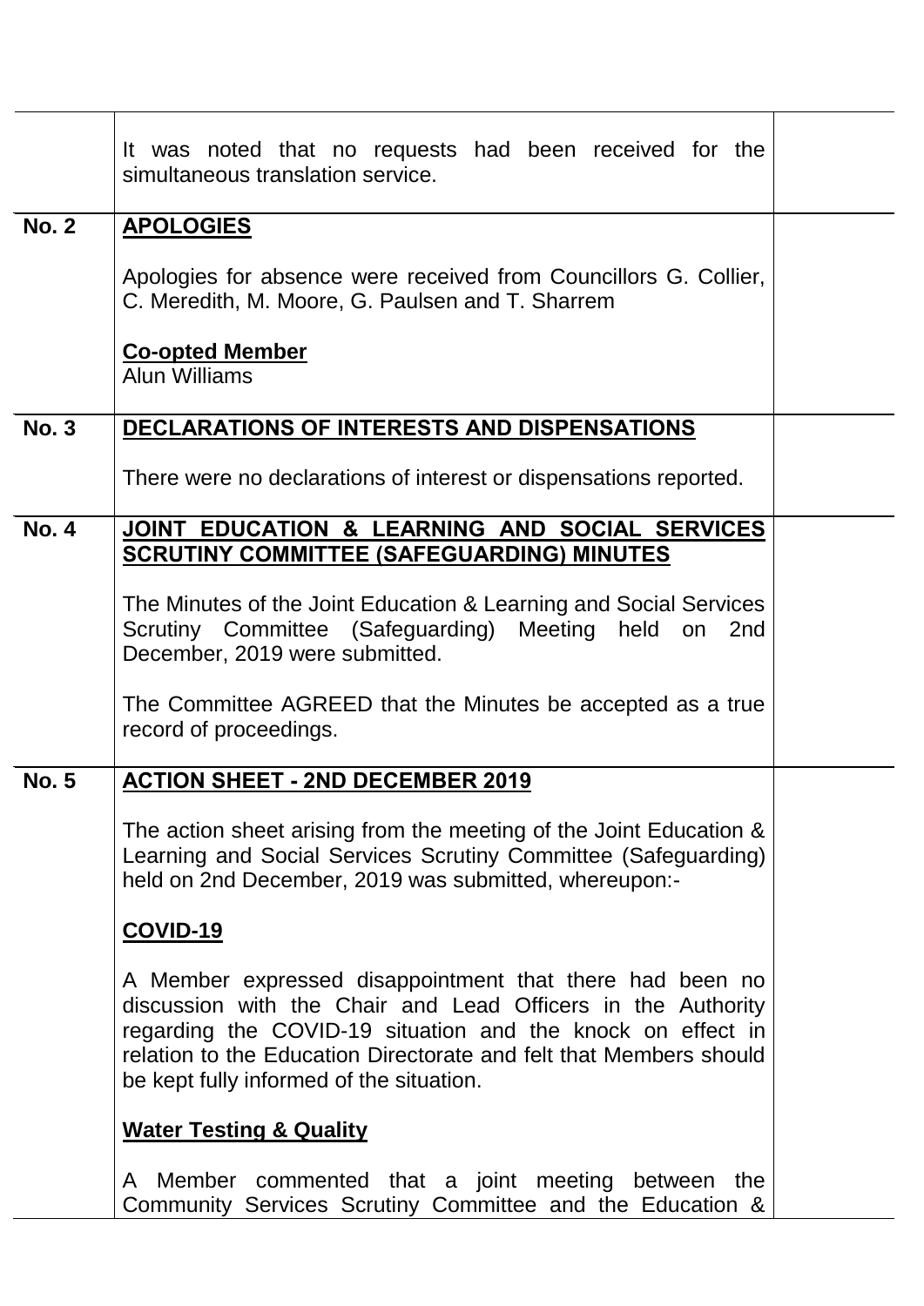| | | |
|---|---|---|
| | It was noted that no requests had been received for the simultaneous translation service. | |
| **No. 2** | **APOLOGIES**<br><br>Apologies for absence were received from Councillors G. Collier, C. Meredith, M. Moore, G. Paulsen and T. Sharrem<br><br>**Co-opted Member**<br>Alun Williams | |
| **No. 3** | **DECLARATIONS OF INTERESTS AND DISPENSATIONS**<br><br>There were no declarations of interest or dispensations reported. | |
| **No. 4** | **JOINT EDUCATION & LEARNING AND SOCIAL SERVICES SCRUTINY COMMITTEE (SAFEGUARDING) MINUTES**<br><br>The Minutes of the Joint Education & Learning and Social Services Scrutiny Committee (Safeguarding) Meeting held on 2nd December, 2019 were submitted.<br><br>The Committee AGREED that the Minutes be accepted as a true record of proceedings. | |
| **No. 5** | **ACTION SHEET - 2ND DECEMBER 2019**<br><br>The action sheet arising from the meeting of the Joint Education & Learning and Social Services Scrutiny Committee (Safeguarding) held on 2nd December, 2019 was submitted, whereupon:-<br><br>**COVID-19**<br><br>A Member expressed disappointment that there had been no discussion with the Chair and Lead Officers in the Authority regarding the COVID-19 situation and the knock on effect in relation to the Education Directorate and felt that Members should be kept fully informed of the situation.<br><br>**Water Testing & Quality**<br><br>A Member commented that a joint meeting between the Community Services Scrutiny Committee and the Education & | |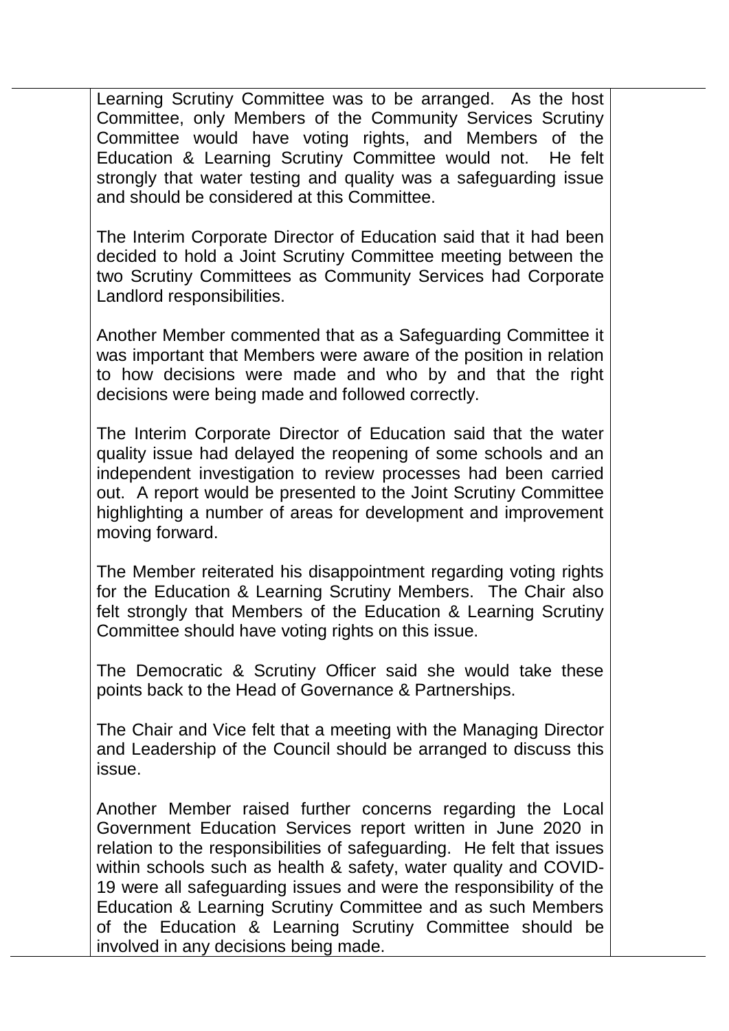Learning Scrutiny Committee was to be arranged. As the host Committee, only Members of the Community Services Scrutiny Committee would have voting rights, and Members of the Education & Learning Scrutiny Committee would not. He felt strongly that water testing and quality was a safeguarding issue and should be considered at this Committee.

The Interim Corporate Director of Education said that it had been decided to hold a Joint Scrutiny Committee meeting between the two Scrutiny Committees as Community Services had Corporate Landlord responsibilities.

Another Member commented that as a Safeguarding Committee it was important that Members were aware of the position in relation to how decisions were made and who by and that the right decisions were being made and followed correctly.

The Interim Corporate Director of Education said that the water quality issue had delayed the reopening of some schools and an independent investigation to review processes had been carried out. A report would be presented to the Joint Scrutiny Committee highlighting a number of areas for development and improvement moving forward.

The Member reiterated his disappointment regarding voting rights for the Education & Learning Scrutiny Members. The Chair also felt strongly that Members of the Education & Learning Scrutiny Committee should have voting rights on this issue.

The Democratic & Scrutiny Officer said she would take these points back to the Head of Governance & Partnerships.

The Chair and Vice felt that a meeting with the Managing Director and Leadership of the Council should be arranged to discuss this issue.

Another Member raised further concerns regarding the Local Government Education Services report written in June 2020 in relation to the responsibilities of safeguarding. He felt that issues within schools such as health & safety, water quality and COVID-19 were all safeguarding issues and were the responsibility of the Education & Learning Scrutiny Committee and as such Members of the Education & Learning Scrutiny Committee should be involved in any decisions being made.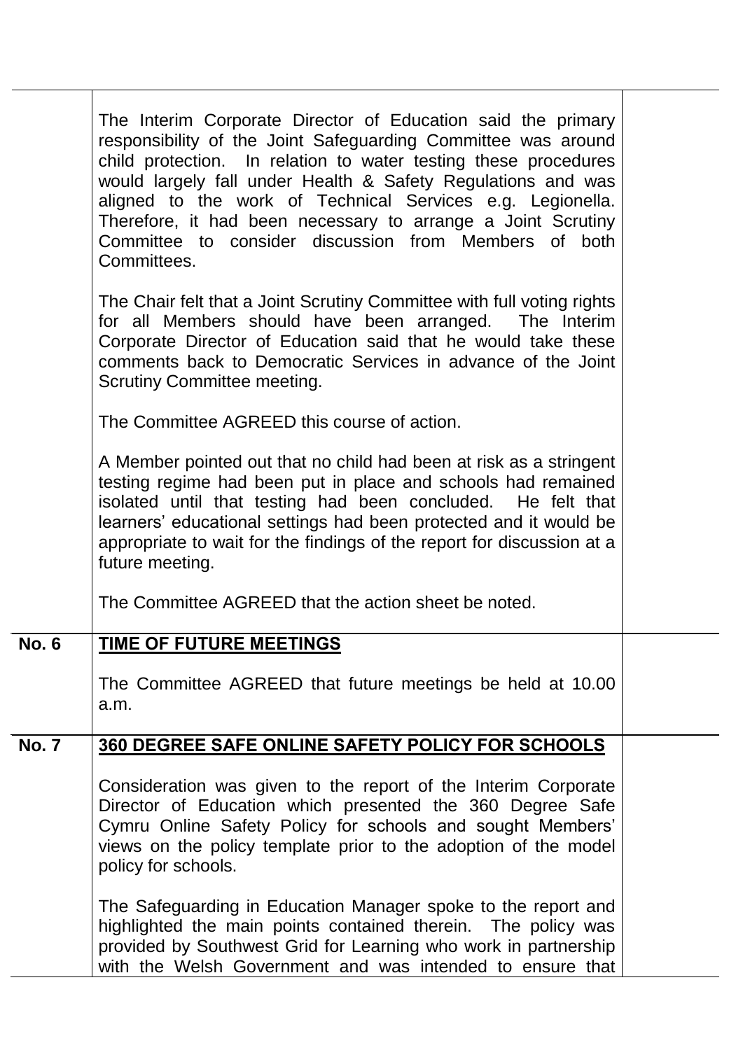The Interim Corporate Director of Education said the primary responsibility of the Joint Safeguarding Committee was around child protection. In relation to water testing these procedures would largely fall under Health & Safety Regulations and was aligned to the work of Technical Services e.g. Legionella. Therefore, it had been necessary to arrange a Joint Scrutiny Committee to consider discussion from Members of both Committees.

The Chair felt that a Joint Scrutiny Committee with full voting rights for all Members should have been arranged. The Interim Corporate Director of Education said that he would take these comments back to Democratic Services in advance of the Joint Scrutiny Committee meeting.

The Committee AGREED this course of action.

A Member pointed out that no child had been at risk as a stringent testing regime had been put in place and schools had remained isolated until that testing had been concluded. He felt that learners' educational settings had been protected and it would be appropriate to wait for the findings of the report for discussion at a future meeting.

The Committee AGREED that the action sheet be noted.

**No. 6** **TIME OF FUTURE MEETINGS**

The Committee AGREED that future meetings be held at 10.00 a.m.

**No. 7** **360 DEGREE SAFE ONLINE SAFETY POLICY FOR SCHOOLS**

Consideration was given to the report of the Interim Corporate Director of Education which presented the 360 Degree Safe Cymru Online Safety Policy for schools and sought Members' views on the policy template prior to the adoption of the model policy for schools.

The Safeguarding in Education Manager spoke to the report and highlighted the main points contained therein. The policy was provided by Southwest Grid for Learning who work in partnership with the Welsh Government and was intended to ensure that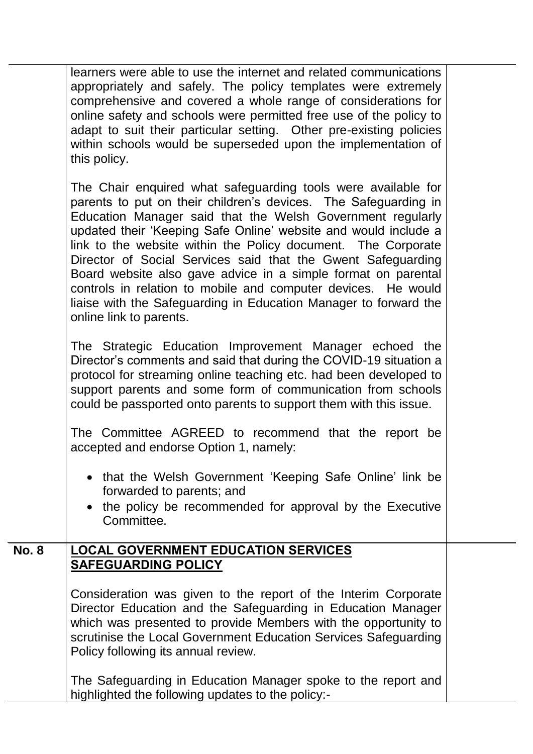learners were able to use the internet and related communications appropriately and safely. The policy templates were extremely comprehensive and covered a whole range of considerations for online safety and schools were permitted free use of the policy to adapt to suit their particular setting. Other pre-existing policies within schools would be superseded upon the implementation of this policy.

The Chair enquired what safeguarding tools were available for parents to put on their children's devices. The Safeguarding in Education Manager said that the Welsh Government regularly updated their 'Keeping Safe Online' website and would include a link to the website within the Policy document. The Corporate Director of Social Services said that the Gwent Safeguarding Board website also gave advice in a simple format on parental controls in relation to mobile and computer devices. He would liaise with the Safeguarding in Education Manager to forward the online link to parents.

The Strategic Education Improvement Manager echoed the Director's comments and said that during the COVID-19 situation a protocol for streaming online teaching etc. had been developed to support parents and some form of communication from schools could be passported onto parents to support them with this issue.

The Committee AGREED to recommend that the report be accepted and endorse Option 1, namely:

- that the Welsh Government 'Keeping Safe Online' link be forwarded to parents; and
- the policy be recommended for approval by the Executive Committee.

## No. 8 LOCAL GOVERNMENT EDUCATION SERVICES SAFEGUARDING POLICY

Consideration was given to the report of the Interim Corporate Director Education and the Safeguarding in Education Manager which was presented to provide Members with the opportunity to scrutinise the Local Government Education Services Safeguarding Policy following its annual review.

The Safeguarding in Education Manager spoke to the report and highlighted the following updates to the policy:-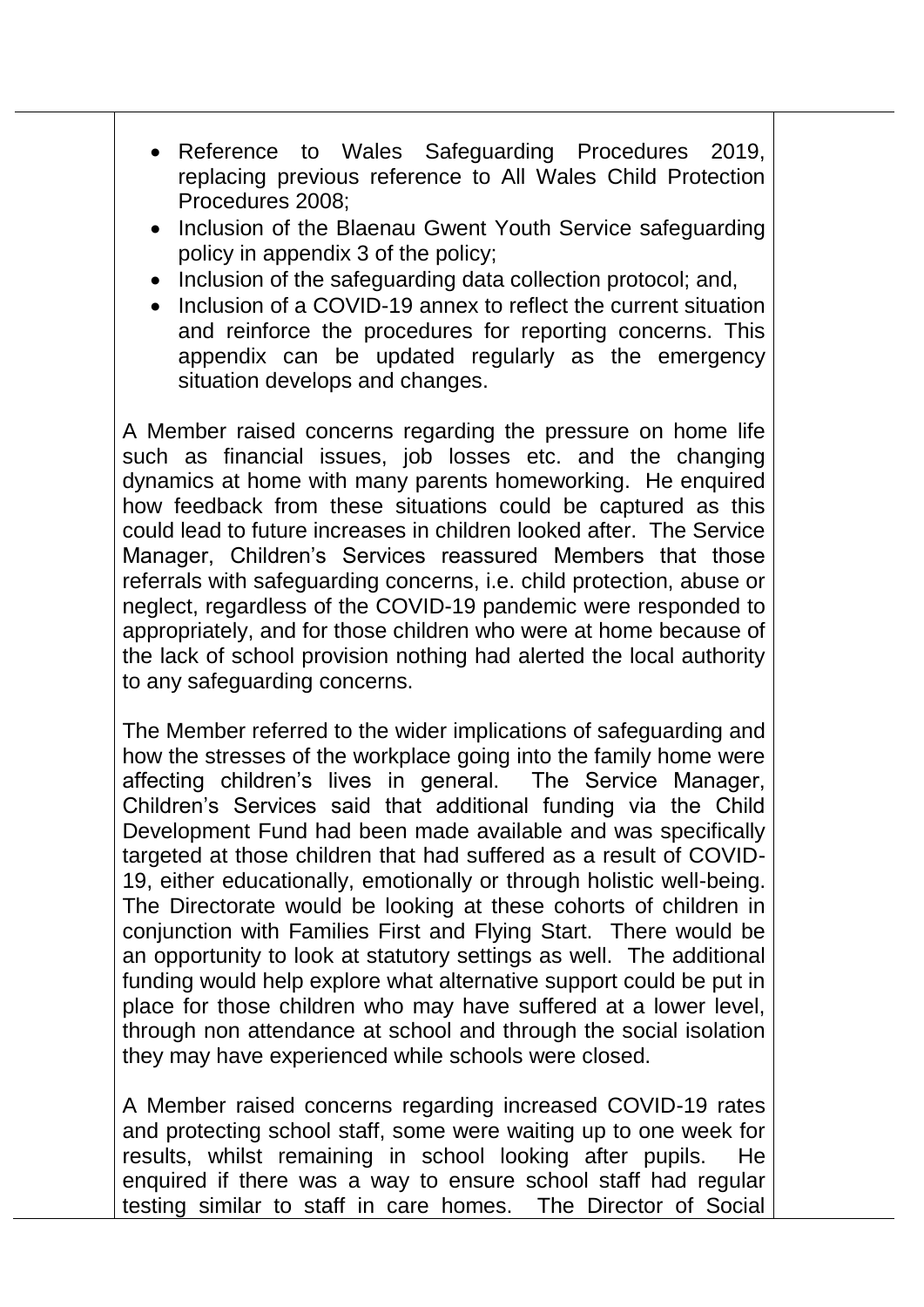- Reference to Wales Safeguarding Procedures 2019, replacing previous reference to All Wales Child Protection Procedures 2008;
- Inclusion of the Blaenau Gwent Youth Service safeguarding policy in appendix 3 of the policy;
- Inclusion of the safeguarding data collection protocol; and,
- Inclusion of a COVID-19 annex to reflect the current situation and reinforce the procedures for reporting concerns. This appendix can be updated regularly as the emergency situation develops and changes.

A Member raised concerns regarding the pressure on home life such as financial issues, job losses etc. and the changing dynamics at home with many parents homeworking. He enquired how feedback from these situations could be captured as this could lead to future increases in children looked after. The Service Manager, Children's Services reassured Members that those referrals with safeguarding concerns, i.e. child protection, abuse or neglect, regardless of the COVID-19 pandemic were responded to appropriately, and for those children who were at home because of the lack of school provision nothing had alerted the local authority to any safeguarding concerns.

The Member referred to the wider implications of safeguarding and how the stresses of the workplace going into the family home were affecting children's lives in general. The Service Manager, Children's Services said that additional funding via the Child Development Fund had been made available and was specifically targeted at those children that had suffered as a result of COVID-19, either educationally, emotionally or through holistic well-being. The Directorate would be looking at these cohorts of children in conjunction with Families First and Flying Start. There would be an opportunity to look at statutory settings as well. The additional funding would help explore what alternative support could be put in place for those children who may have suffered at a lower level, through non attendance at school and through the social isolation they may have experienced while schools were closed.

A Member raised concerns regarding increased COVID-19 rates and protecting school staff, some were waiting up to one week for results, whilst remaining in school looking after pupils. He enquired if there was a way to ensure school staff had regular testing similar to staff in care homes. The Director of Social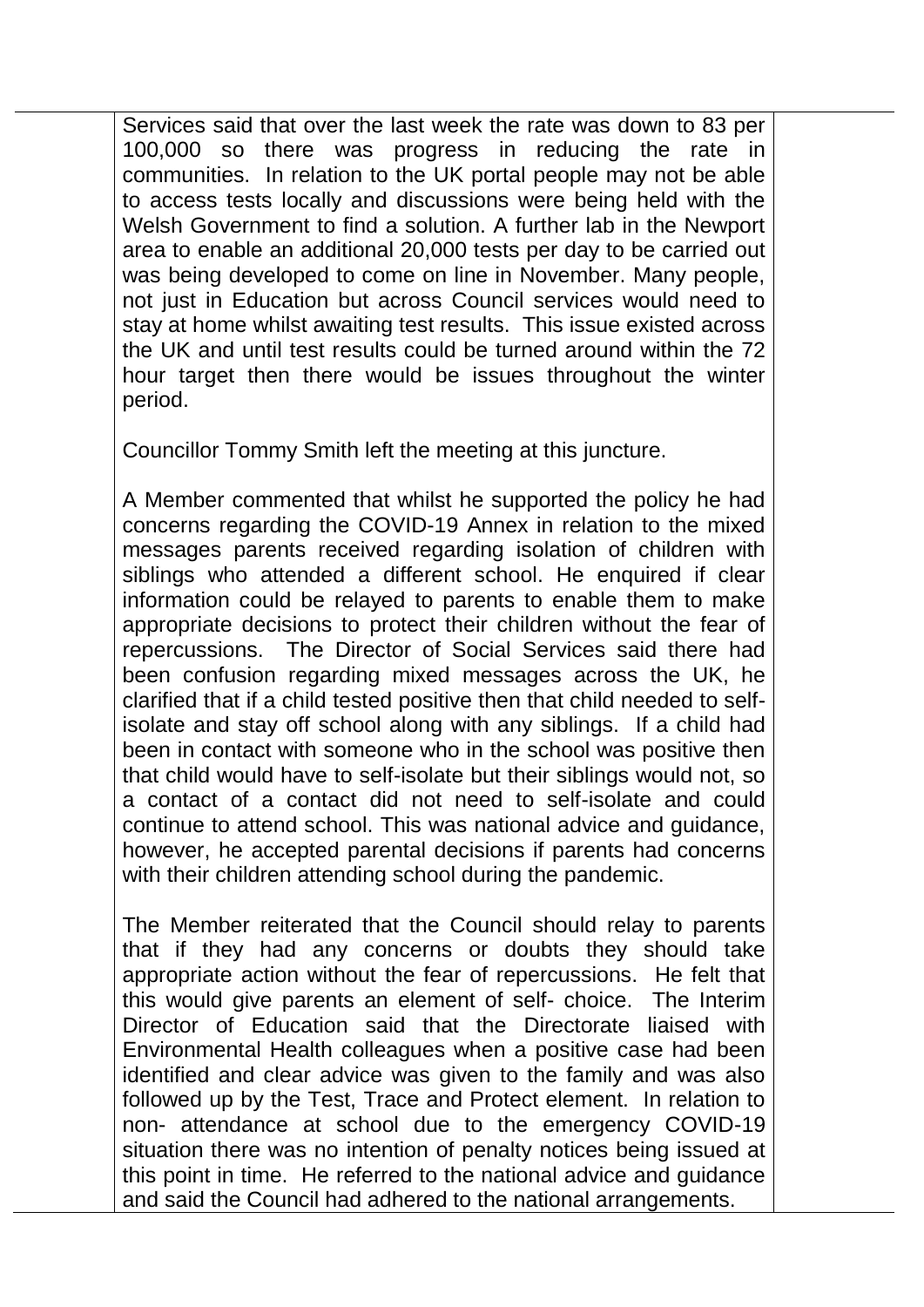Services said that over the last week the rate was down to 83 per 100,000 so there was progress in reducing the rate in communities. In relation to the UK portal people may not be able to access tests locally and discussions were being held with the Welsh Government to find a solution. A further lab in the Newport area to enable an additional 20,000 tests per day to be carried out was being developed to come on line in November. Many people, not just in Education but across Council services would need to stay at home whilst awaiting test results. This issue existed across the UK and until test results could be turned around within the 72 hour target then there would be issues throughout the winter period.

Councillor Tommy Smith left the meeting at this juncture.

A Member commented that whilst he supported the policy he had concerns regarding the COVID-19 Annex in relation to the mixed messages parents received regarding isolation of children with siblings who attended a different school. He enquired if clear information could be relayed to parents to enable them to make appropriate decisions to protect their children without the fear of repercussions. The Director of Social Services said there had been confusion regarding mixed messages across the UK, he clarified that if a child tested positive then that child needed to self-isolate and stay off school along with any siblings. If a child had been in contact with someone who in the school was positive then that child would have to self-isolate but their siblings would not, so a contact of a contact did not need to self-isolate and could continue to attend school. This was national advice and guidance, however, he accepted parental decisions if parents had concerns with their children attending school during the pandemic.

The Member reiterated that the Council should relay to parents that if they had any concerns or doubts they should take appropriate action without the fear of repercussions. He felt that this would give parents an element of self- choice. The Interim Director of Education said that the Directorate liaised with Environmental Health colleagues when a positive case had been identified and clear advice was given to the family and was also followed up by the Test, Trace and Protect element. In relation to non- attendance at school due to the emergency COVID-19 situation there was no intention of penalty notices being issued at this point in time. He referred to the national advice and guidance and said the Council had adhered to the national arrangements.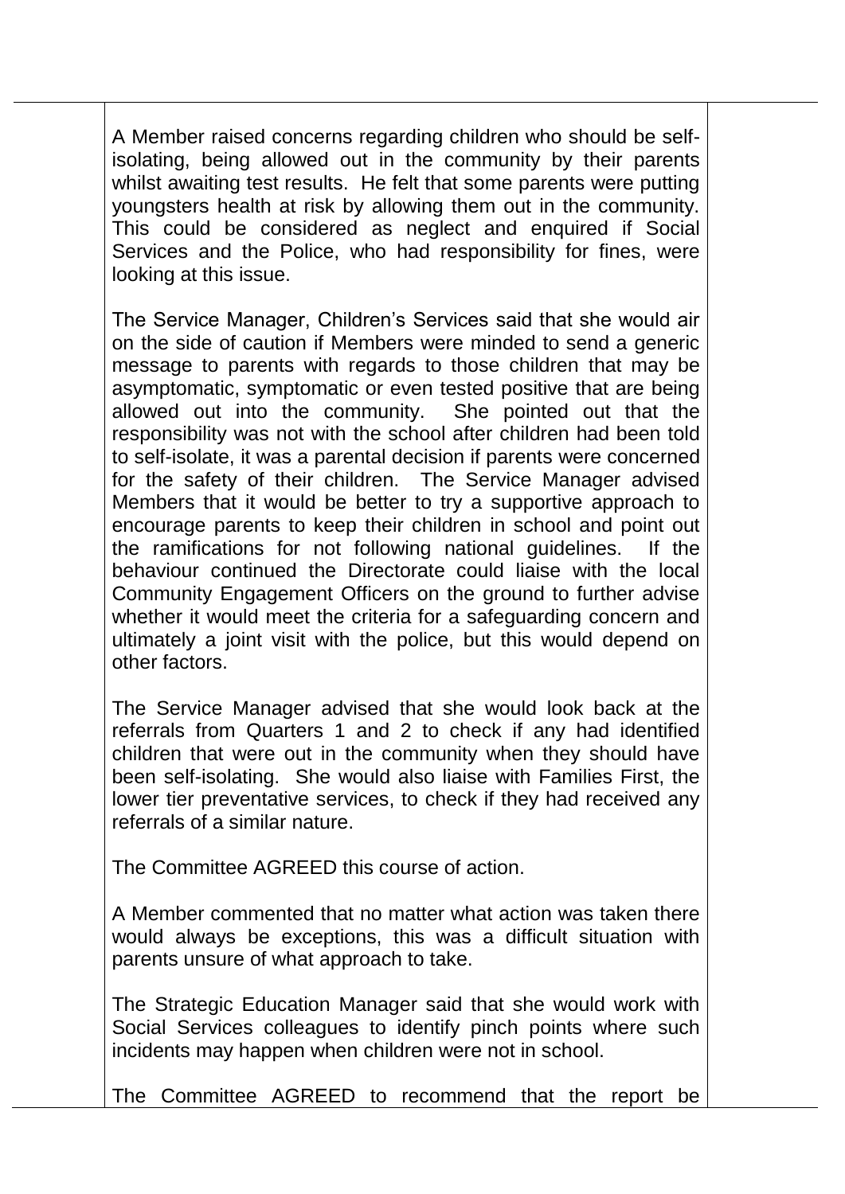A Member raised concerns regarding children who should be self-isolating, being allowed out in the community by their parents whilst awaiting test results. He felt that some parents were putting youngsters health at risk by allowing them out in the community. This could be considered as neglect and enquired if Social Services and the Police, who had responsibility for fines, were looking at this issue.

The Service Manager, Children's Services said that she would air on the side of caution if Members were minded to send a generic message to parents with regards to those children that may be asymptomatic, symptomatic or even tested positive that are being allowed out into the community. She pointed out that the responsibility was not with the school after children had been told to self-isolate, it was a parental decision if parents were concerned for the safety of their children. The Service Manager advised Members that it would be better to try a supportive approach to encourage parents to keep their children in school and point out the ramifications for not following national guidelines. If the behaviour continued the Directorate could liaise with the local Community Engagement Officers on the ground to further advise whether it would meet the criteria for a safeguarding concern and ultimately a joint visit with the police, but this would depend on other factors.

The Service Manager advised that she would look back at the referrals from Quarters 1 and 2 to check if any had identified children that were out in the community when they should have been self-isolating. She would also liaise with Families First, the lower tier preventative services, to check if they had received any referrals of a similar nature.

The Committee AGREED this course of action.

A Member commented that no matter what action was taken there would always be exceptions, this was a difficult situation with parents unsure of what approach to take.

The Strategic Education Manager said that she would work with Social Services colleagues to identify pinch points where such incidents may happen when children were not in school.

The Committee AGREED to recommend that the report be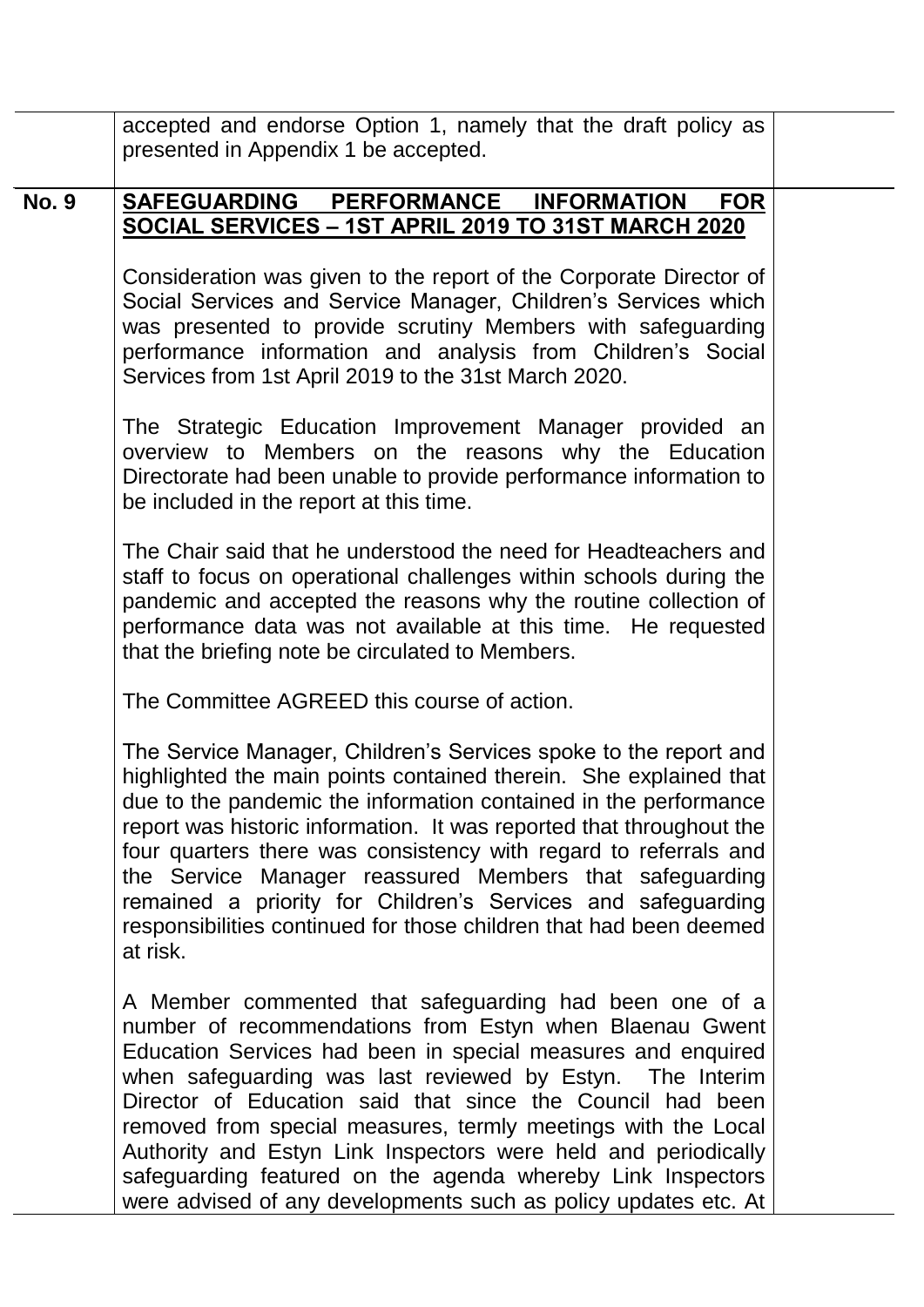| | | |
|---|---|---|
| | accepted and endorse Option 1, namely that the draft policy as presented in Appendix 1 be accepted. | |
| **No. 9** | **SAFEGUARDING PERFORMANCE INFORMATION FOR SOCIAL SERVICES – 1ST APRIL 2019 TO 31ST MARCH 2020**<br><br>Consideration was given to the report of the Corporate Director of Social Services and Service Manager, Children's Services which was presented to provide scrutiny Members with safeguarding performance information and analysis from Children's Social Services from 1st April 2019 to the 31st March 2020.<br><br>The Strategic Education Improvement Manager provided an overview to Members on the reasons why the Education Directorate had been unable to provide performance information to be included in the report at this time.<br><br>The Chair said that he understood the need for Headteachers and staff to focus on operational challenges within schools during the pandemic and accepted the reasons why the routine collection of performance data was not available at this time. He requested that the briefing note be circulated to Members.<br><br>The Committee AGREED this course of action.<br><br>The Service Manager, Children's Services spoke to the report and highlighted the main points contained therein. She explained that due to the pandemic the information contained in the performance report was historic information. It was reported that throughout the four quarters there was consistency with regard to referrals and the Service Manager reassured Members that safeguarding remained a priority for Children's Services and safeguarding responsibilities continued for those children that had been deemed at risk.<br><br>A Member commented that safeguarding had been one of a number of recommendations from Estyn when Blaenau Gwent Education Services had been in special measures and enquired when safeguarding was last reviewed by Estyn. The Interim Director of Education said that since the Council had been removed from special measures, termly meetings with the Local Authority and Estyn Link Inspectors were held and periodically safeguarding featured on the agenda whereby Link Inspectors were advised of any developments such as policy updates etc. At | |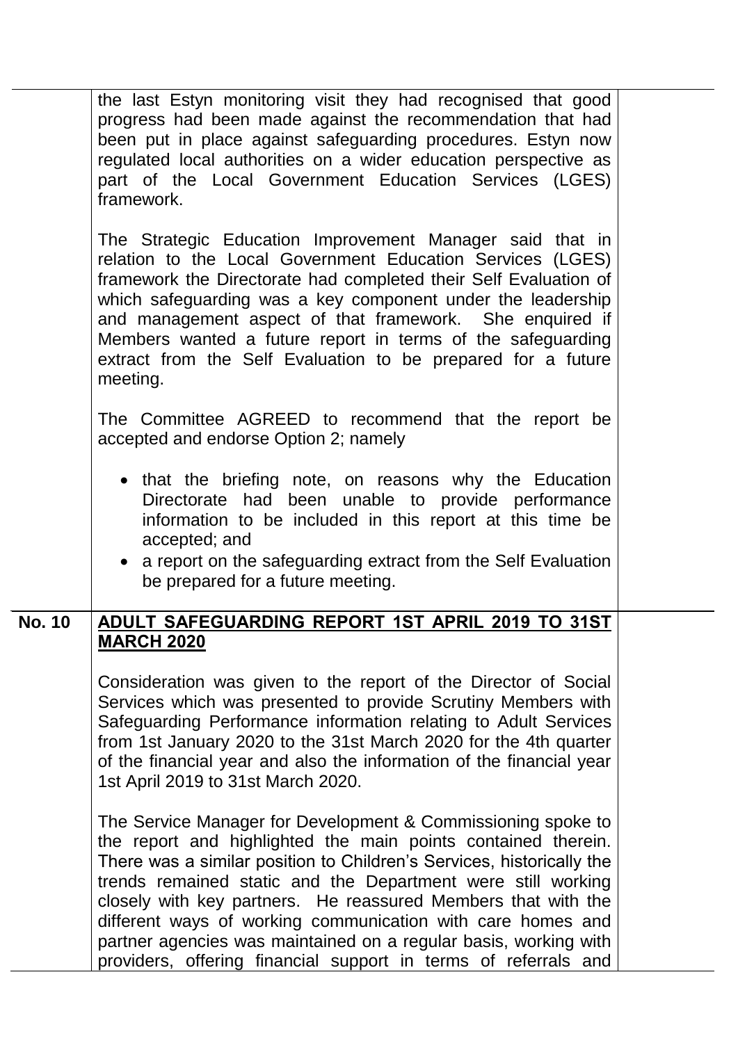the last Estyn monitoring visit they had recognised that good progress had been made against the recommendation that had been put in place against safeguarding procedures. Estyn now regulated local authorities on a wider education perspective as part of the Local Government Education Services (LGES) framework.

The Strategic Education Improvement Manager said that in relation to the Local Government Education Services (LGES) framework the Directorate had completed their Self Evaluation of which safeguarding was a key component under the leadership and management aspect of that framework. She enquired if Members wanted a future report in terms of the safeguarding extract from the Self Evaluation to be prepared for a future meeting.

The Committee AGREED to recommend that the report be accepted and endorse Option 2; namely

- that the briefing note, on reasons why the Education Directorate had been unable to provide performance information to be included in this report at this time be accepted; and
- a report on the safeguarding extract from the Self Evaluation be prepared for a future meeting.

**No. 10** **ADULT SAFEGUARDING REPORT 1ST APRIL 2019 TO 31ST MARCH 2020**

Consideration was given to the report of the Director of Social Services which was presented to provide Scrutiny Members with Safeguarding Performance information relating to Adult Services from 1st January 2020 to the 31st March 2020 for the 4th quarter of the financial year and also the information of the financial year 1st April 2019 to 31st March 2020.

The Service Manager for Development & Commissioning spoke to the report and highlighted the main points contained therein. There was a similar position to Children's Services, historically the trends remained static and the Department were still working closely with key partners. He reassured Members that with the different ways of working communication with care homes and partner agencies was maintained on a regular basis, working with providers, offering financial support in terms of referrals and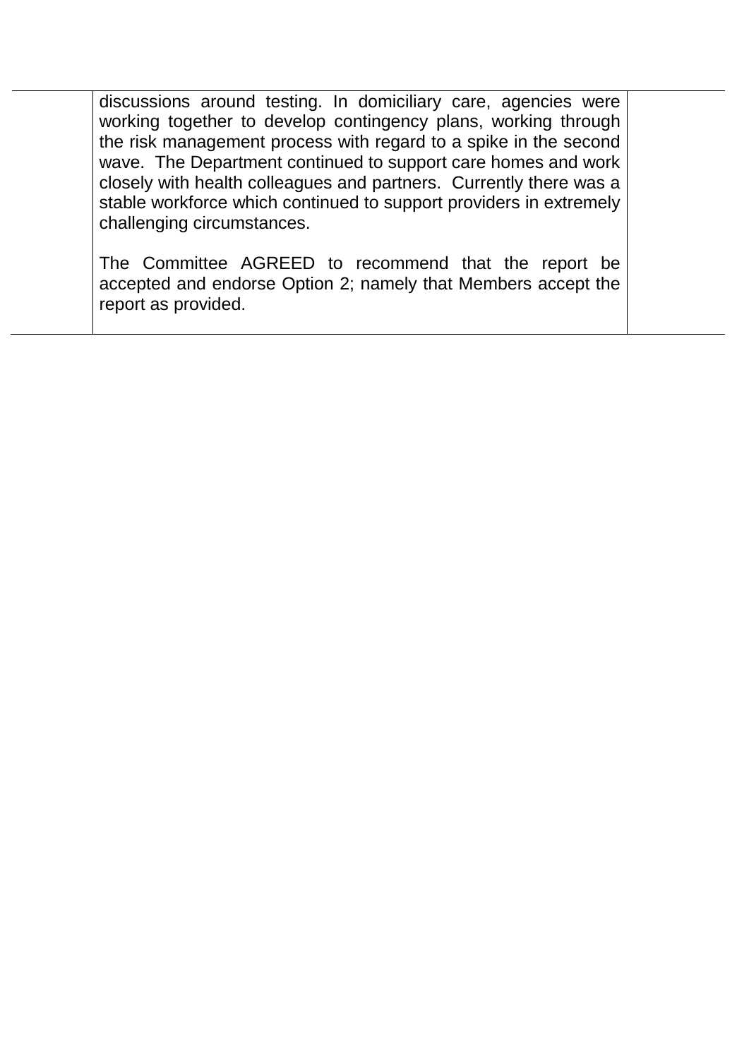| | | |
|---|---|---|
| | discussions around testing. In domiciliary care, agencies were working together to develop contingency plans, working through the risk management process with regard to a spike in the second wave. The Department continued to support care homes and work closely with health colleagues and partners. Currently there was a stable workforce which continued to support providers in extremely challenging circumstances.<br><br>The Committee AGREED to recommend that the report be accepted and endorse Option 2; namely that Members accept the report as provided. | |